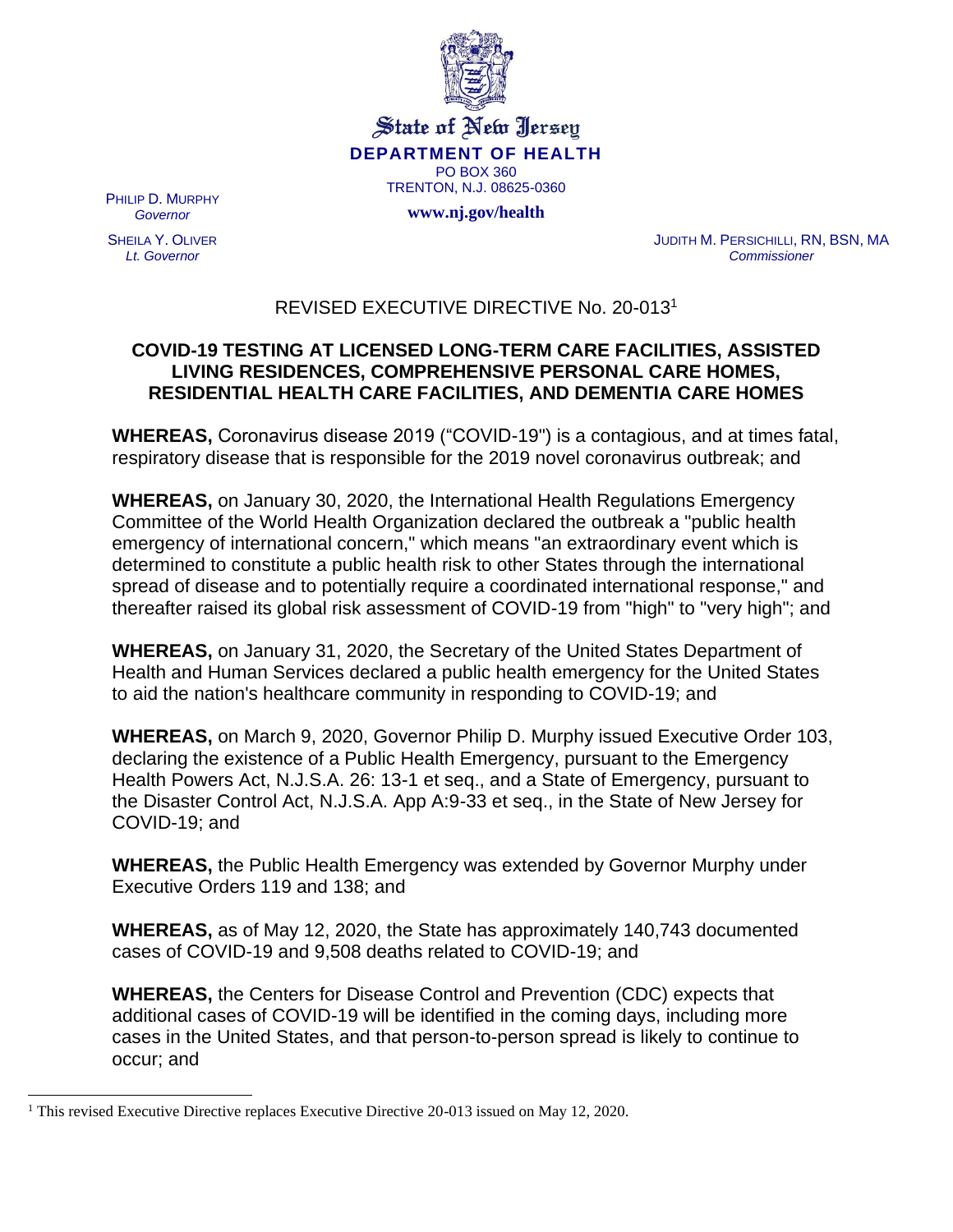State of New Jersey

**DEPARTMENT OF HEALTH**

PO BOX 360

TRENTON, N.J. 08625-0360

**www.nj.gov/health**

PHILIP D. MURPHY
*Governor*

SHEILA Y. OLIVER
*Lt. Governor*

JUDITH M. PERSICHILLI, RN, BSN, MA
*Commissioner*

# REVISED EXECUTIVE DIRECTIVE No. 20-013[1]

## COVID-19 TESTING AT LICENSED LONG-TERM CARE FACILITIES, ASSISTED LIVING RESIDENCES, COMPREHENSIVE PERSONAL CARE HOMES, RESIDENTIAL HEALTH CARE FACILITIES, AND DEMENTIA CARE HOMES

**WHEREAS,** Coronavirus disease 2019 ("COVID-19") is a contagious, and at times fatal, respiratory disease that is responsible for the 2019 novel coronavirus outbreak; and

**WHEREAS,** on January 30, 2020, the International Health Regulations Emergency Committee of the World Health Organization declared the outbreak a "public health emergency of international concern," which means "an extraordinary event which is determined to constitute a public health risk to other States through the international spread of disease and to potentially require a coordinated international response," and thereafter raised its global risk assessment of COVID-19 from "high" to "very high"; and

**WHEREAS,** on January 31, 2020, the Secretary of the United States Department of Health and Human Services declared a public health emergency for the United States to aid the nation's healthcare community in responding to COVID-19; and

**WHEREAS,** on March 9, 2020, Governor Philip D. Murphy issued Executive Order 103, declaring the existence of a Public Health Emergency, pursuant to the Emergency Health Powers Act, N.J.S.A. 26: 13-1 et seq., and a State of Emergency, pursuant to the Disaster Control Act, N.J.S.A. App A:9-33 et seq., in the State of New Jersey for COVID-19; and

**WHEREAS,** the Public Health Emergency was extended by Governor Murphy under Executive Orders 119 and 138; and

**WHEREAS,** as of May 12, 2020, the State has approximately 140,743 documented cases of COVID-19 and 9,508 deaths related to COVID-19; and

**WHEREAS,** the Centers for Disease Control and Prevention (CDC) expects that additional cases of COVID-19 will be identified in the coming days, including more cases in the United States, and that person-to-person spread is likely to continue to occur; and

[1] This revised Executive Directive replaces Executive Directive 20-013 issued on May 12, 2020.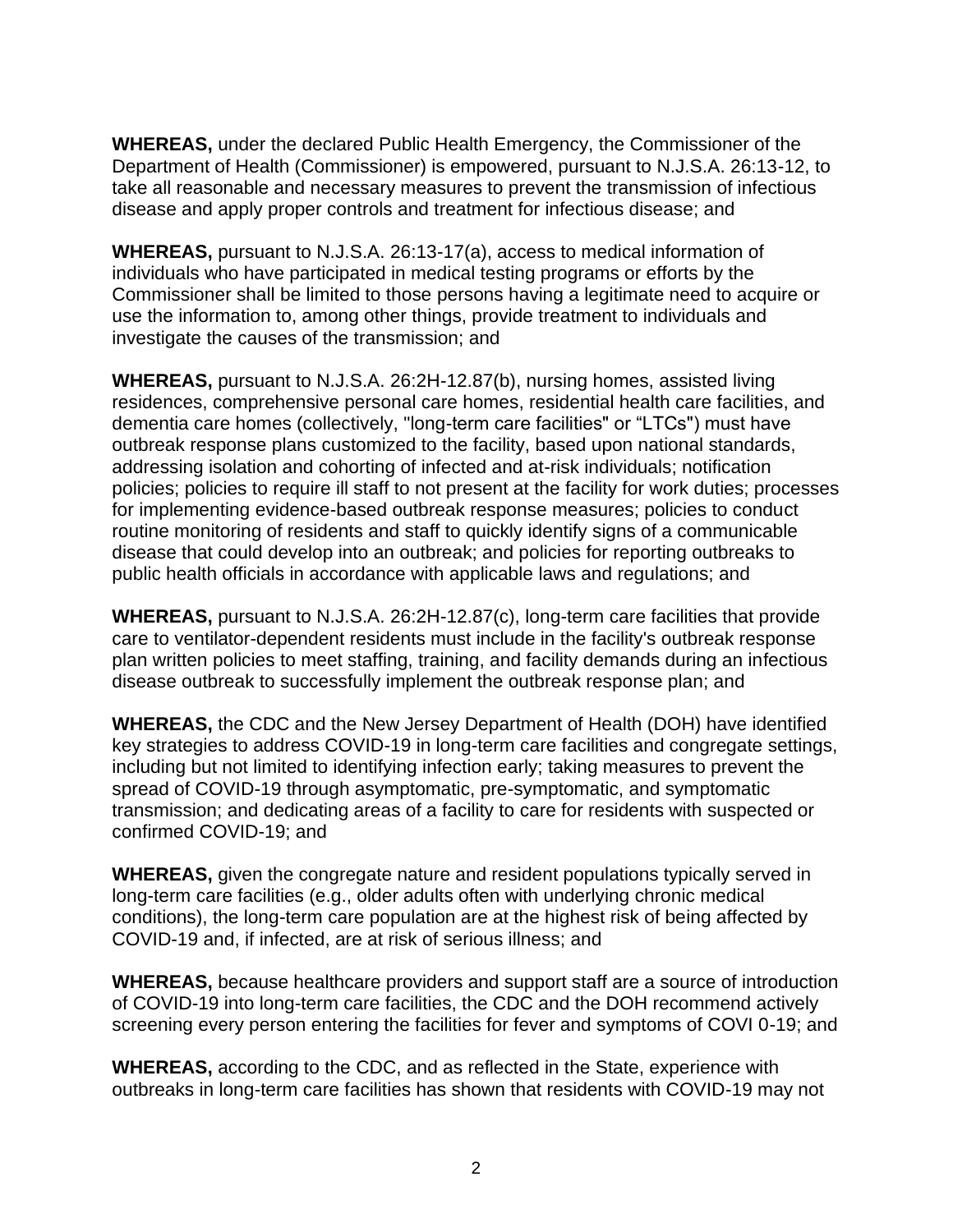**WHEREAS,** under the declared Public Health Emergency, the Commissioner of the Department of Health (Commissioner) is empowered, pursuant to N.J.S.A. 26:13-12, to take all reasonable and necessary measures to prevent the transmission of infectious disease and apply proper controls and treatment for infectious disease; and

**WHEREAS,** pursuant to N.J.S.A. 26:13-17(a), access to medical information of individuals who have participated in medical testing programs or efforts by the Commissioner shall be limited to those persons having a legitimate need to acquire or use the information to, among other things, provide treatment to individuals and investigate the causes of the transmission; and

**WHEREAS,** pursuant to N.J.S.A. 26:2H-12.87(b), nursing homes, assisted living residences, comprehensive personal care homes, residential health care facilities, and dementia care homes (collectively, "long-term care facilities" or "LTCs") must have outbreak response plans customized to the facility, based upon national standards, addressing isolation and cohorting of infected and at-risk individuals; notification policies; policies to require ill staff to not present at the facility for work duties; processes for implementing evidence-based outbreak response measures; policies to conduct routine monitoring of residents and staff to quickly identify signs of a communicable disease that could develop into an outbreak; and policies for reporting outbreaks to public health officials in accordance with applicable laws and regulations; and

**WHEREAS,** pursuant to N.J.S.A. 26:2H-12.87(c), long-term care facilities that provide care to ventilator-dependent residents must include in the facility's outbreak response plan written policies to meet staffing, training, and facility demands during an infectious disease outbreak to successfully implement the outbreak response plan; and

**WHEREAS,** the CDC and the New Jersey Department of Health (DOH) have identified key strategies to address COVID-19 in long-term care facilities and congregate settings, including but not limited to identifying infection early; taking measures to prevent the spread of COVID-19 through asymptomatic, pre-symptomatic, and symptomatic transmission; and dedicating areas of a facility to care for residents with suspected or confirmed COVID-19; and

**WHEREAS,** given the congregate nature and resident populations typically served in long-term care facilities (e.g., older adults often with underlying chronic medical conditions), the long-term care population are at the highest risk of being affected by COVID-19 and, if infected, are at risk of serious illness; and

**WHEREAS,** because healthcare providers and support staff are a source of introduction of COVID-19 into long-term care facilities, the CDC and the DOH recommend actively screening every person entering the facilities for fever and symptoms of COVI 0-19; and

**WHEREAS,** according to the CDC, and as reflected in the State, experience with outbreaks in long-term care facilities has shown that residents with COVID-19 may not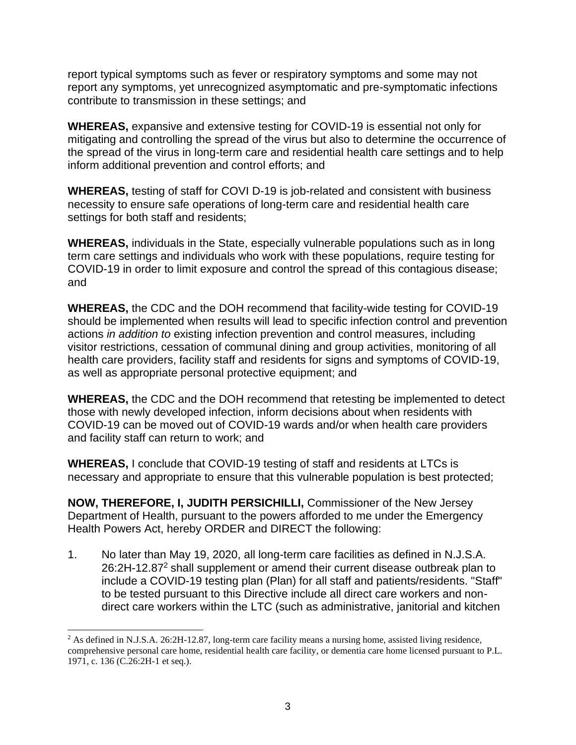report typical symptoms such as fever or respiratory symptoms and some may not report any symptoms, yet unrecognized asymptomatic and pre-symptomatic infections contribute to transmission in these settings; and

**WHEREAS,** expansive and extensive testing for COVID-19 is essential not only for mitigating and controlling the spread of the virus but also to determine the occurrence of the spread of the virus in long-term care and residential health care settings and to help inform additional prevention and control efforts; and

**WHEREAS,** testing of staff for COVI D-19 is job-related and consistent with business necessity to ensure safe operations of long-term care and residential health care settings for both staff and residents;

**WHEREAS,** individuals in the State, especially vulnerable populations such as in long term care settings and individuals who work with these populations, require testing for COVID-19 in order to limit exposure and control the spread of this contagious disease; and

**WHEREAS,** the CDC and the DOH recommend that facility-wide testing for COVID-19 should be implemented when results will lead to specific infection control and prevention actions *in addition to* existing infection prevention and control measures, including visitor restrictions, cessation of communal dining and group activities, monitoring of all health care providers, facility staff and residents for signs and symptoms of COVID-19, as well as appropriate personal protective equipment; and

**WHEREAS,** the CDC and the DOH recommend that retesting be implemented to detect those with newly developed infection, inform decisions about when residents with COVID-19 can be moved out of COVID-19 wards and/or when health care providers and facility staff can return to work; and

**WHEREAS,** I conclude that COVID-19 testing of staff and residents at LTCs is necessary and appropriate to ensure that this vulnerable population is best protected;

**NOW, THEREFORE, I, JUDITH PERSICHILLI,** Commissioner of the New Jersey Department of Health, pursuant to the powers afforded to me under the Emergency Health Powers Act, hereby ORDER and DIRECT the following:

1. No later than May 19, 2020, all long-term care facilities as defined in N.J.S.A. 26:2H-12.87[2] shall supplement or amend their current disease outbreak plan to include a COVID-19 testing plan (Plan) for all staff and patients/residents. "Staff" to be tested pursuant to this Directive include all direct care workers and non-direct care workers within the LTC (such as administrative, janitorial and kitchen

[2] As defined in N.J.S.A. 26:2H-12.87, long-term care facility means a nursing home, assisted living residence, comprehensive personal care home, residential health care facility, or dementia care home licensed pursuant to P.L. 1971, c. 136 (C.26:2H-1 et seq.).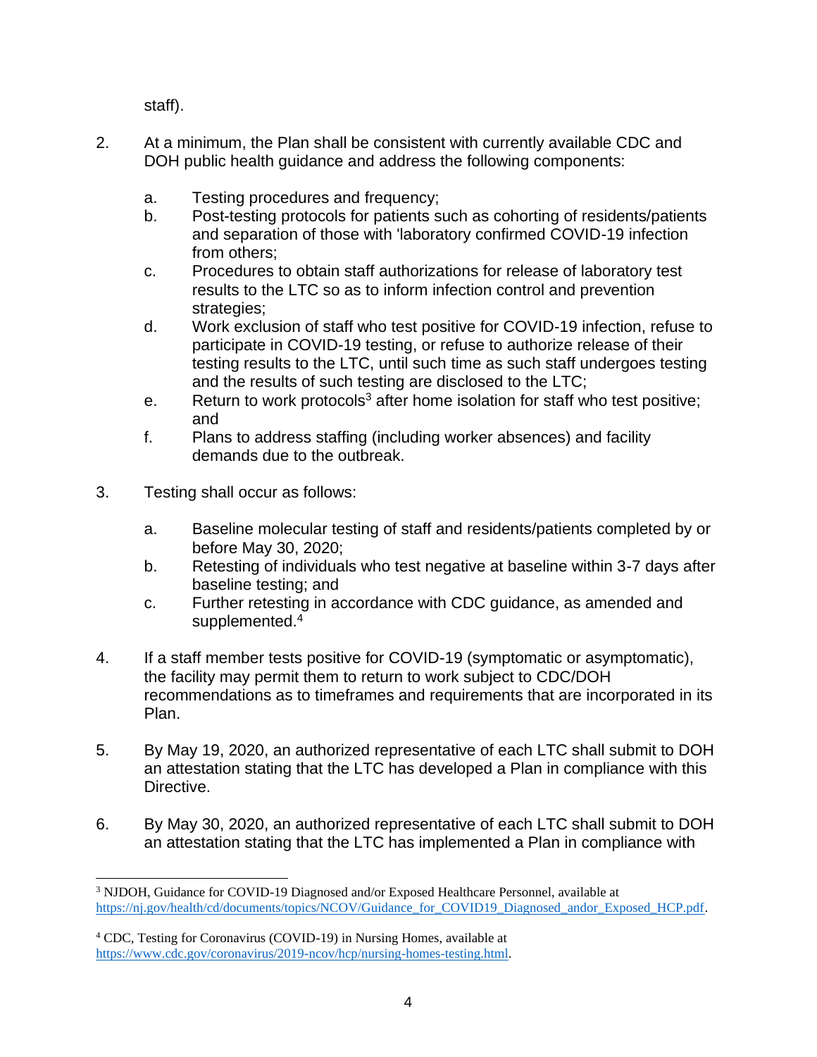staff).

2. At a minimum, the Plan shall be consistent with currently available CDC and DOH public health guidance and address the following components:

   a. Testing procedures and frequency;
   b. Post-testing protocols for patients such as cohorting of residents/patients and separation of those with 'laboratory confirmed COVID-19 infection from others;
   c. Procedures to obtain staff authorizations for release of laboratory test results to the LTC so as to inform infection control and prevention strategies;
   d. Work exclusion of staff who test positive for COVID-19 infection, refuse to participate in COVID-19 testing, or refuse to authorize release of their testing results to the LTC, until such time as such staff undergoes testing and the results of such testing are disclosed to the LTC;
   e. Return to work protocols[3] after home isolation for staff who test positive; and
   f. Plans to address staffing (including worker absences) and facility demands due to the outbreak.

3. Testing shall occur as follows:

   a. Baseline molecular testing of staff and residents/patients completed by or before May 30, 2020;
   b. Retesting of individuals who test negative at baseline within 3-7 days after baseline testing; and
   c. Further retesting in accordance with CDC guidance, as amended and supplemented.[4]

4. If a staff member tests positive for COVID-19 (symptomatic or asymptomatic), the facility may permit them to return to work subject to CDC/DOH recommendations as to timeframes and requirements that are incorporated in its Plan.

5. By May 19, 2020, an authorized representative of each LTC shall submit to DOH an attestation stating that the LTC has developed a Plan in compliance with this Directive.

6. By May 30, 2020, an authorized representative of each LTC shall submit to DOH an attestation stating that the LTC has implemented a Plan in compliance with

---

[3] NJDOH, Guidance for COVID-19 Diagnosed and/or Exposed Healthcare Personnel, available at https://nj.gov/health/cd/documents/topics/NCOV/Guidance_for_COVID19_Diagnosed_andor_Exposed_HCP.pdf.

[4] CDC, Testing for Coronavirus (COVID-19) in Nursing Homes, available at https://www.cdc.gov/coronavirus/2019-ncov/hcp/nursing-homes-testing.html.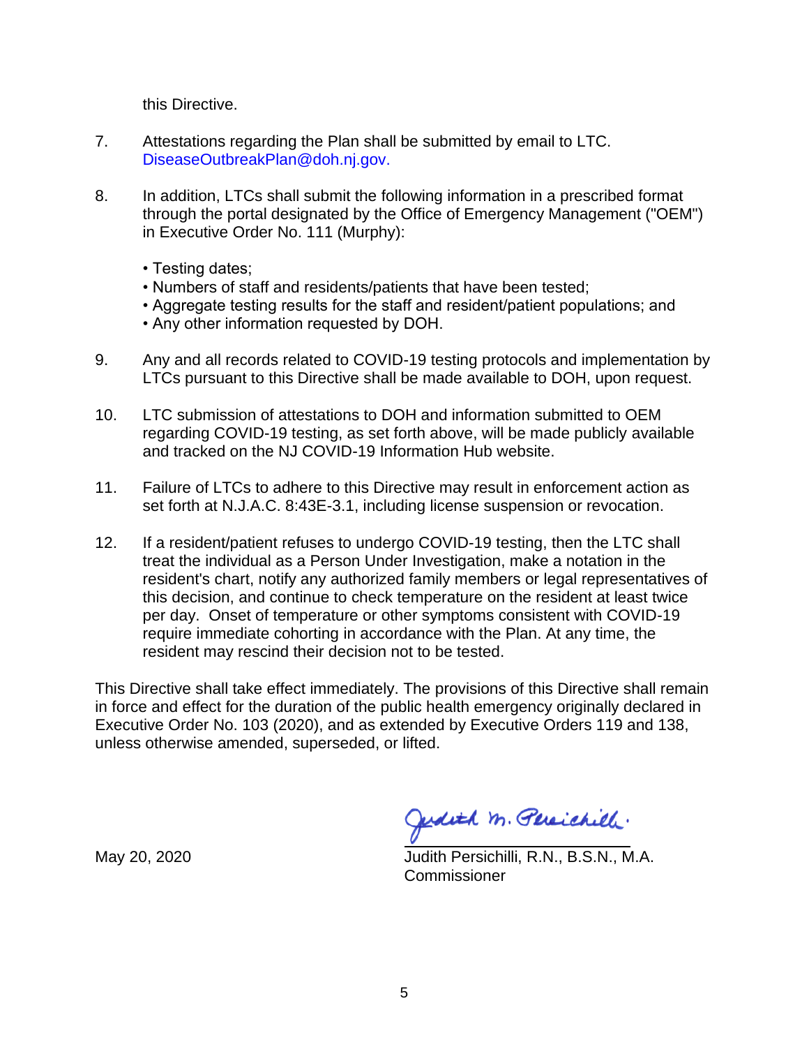this Directive.

7. Attestations regarding the Plan shall be submitted by email to LTC. DiseaseOutbreakPlan@doh.nj.gov.

8. In addition, LTCs shall submit the following information in a prescribed format through the portal designated by the Office of Emergency Management ("OEM") in Executive Order No. 111 (Murphy):

   - Testing dates;
   - Numbers of staff and residents/patients that have been tested;
   - Aggregate testing results for the staff and resident/patient populations; and
   - Any other information requested by DOH.

9. Any and all records related to COVID-19 testing protocols and implementation by LTCs pursuant to this Directive shall be made available to DOH, upon request.

10. LTC submission of attestations to DOH and information submitted to OEM regarding COVID-19 testing, as set forth above, will be made publicly available and tracked on the NJ COVID-19 Information Hub website.

11. Failure of LTCs to adhere to this Directive may result in enforcement action as set forth at N.J.A.C. 8:43E-3.1, including license suspension or revocation.

12. If a resident/patient refuses to undergo COVID-19 testing, then the LTC shall treat the individual as a Person Under Investigation, make a notation in the resident's chart, notify any authorized family members or legal representatives of this decision, and continue to check temperature on the resident at least twice per day. Onset of temperature or other symptoms consistent with COVID-19 require immediate cohorting in accordance with the Plan. At any time, the resident may rescind their decision not to be tested.

This Directive shall take effect immediately. The provisions of this Directive shall remain in force and effect for the duration of the public health emergency originally declared in Executive Order No. 103 (2020), and as extended by Executive Orders 119 and 138, unless otherwise amended, superseded, or lifted.

Judith M. Persichilli

May 20, 2020

Judith Persichilli, R.N., B.S.N., M.A.
Commissioner